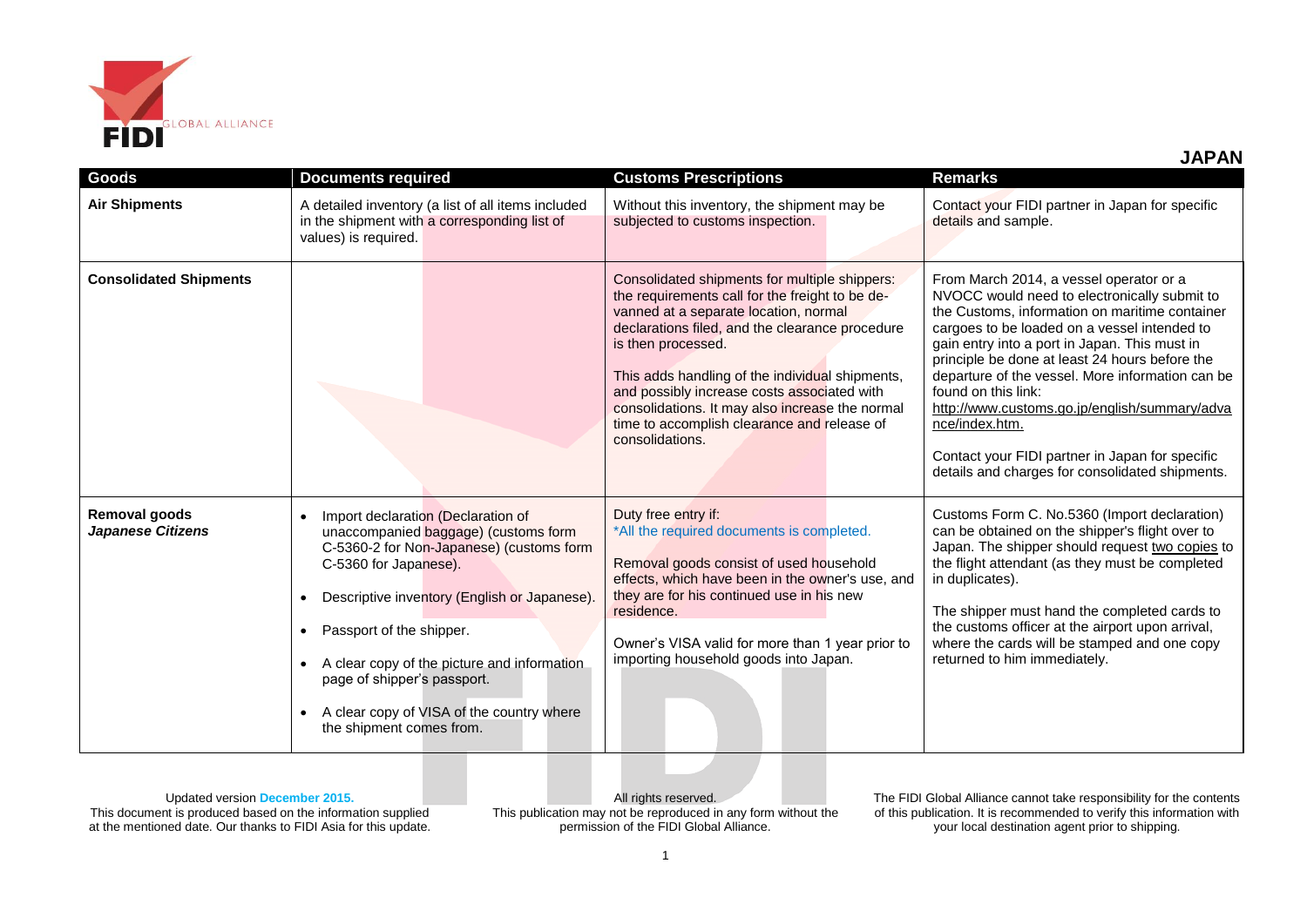# JAPAN

| Goods | Documents required | Customs Prescriptions | Remarks |
|---|---|---|---|
| **Air Shipments** | A detailed inventory (a list of all items included in the shipment with a corresponding list of values) is required. | Without this inventory, the shipment may be subjected to customs inspection. | Contact your FIDI partner in Japan for specific details and sample. |
| **Consolidated Shipments** | | Consolidated shipments for multiple shippers: the requirements call for the freight to be de-vanned at a separate location, normal declarations filed, and the clearance procedure is then processed.<br><br>This adds handling of the individual shipments, and possibly increase costs associated with consolidations. It may also increase the normal time to accomplish clearance and release of consolidations. | From March 2014, a vessel operator or a NVOCC would need to electronically submit to the Customs, information on maritime container cargoes to be loaded on a vessel intended to gain entry into a port in Japan. This must in principle be done at least 24 hours before the departure of the vessel. More information can be found on this link: http://www.customs.go.jp/english/summary/advance/index.htm.<br><br>Contact your FIDI partner in Japan for specific details and charges for consolidated shipments. |
| **Removal goods** ***Japanese Citizens*** | • Import declaration (Declaration of unaccompanied baggage) (customs form C-5360-2 for Non-Japanese) (customs form C-5360 for Japanese).<br>• Descriptive inventory (English or Japanese).<br>• Passport of the shipper.<br>• A clear copy of the picture and information page of shipper's passport.<br>• A clear copy of VISA of the country where the shipment comes from. | Duty free entry if:<br>*All the required documents is completed.<br><br>Removal goods consist of used household effects, which have been in the owner's use, and they are for his continued use in his new residence.<br><br>Owner's VISA valid for more than 1 year prior to importing household goods into Japan. | Customs Form C. No.5360 (Import declaration) can be obtained on the shipper's flight over to Japan. The shipper should request two copies to the flight attendant (as they must be completed in duplicates).<br><br>The shipper must hand the completed cards to the customs officer at the airport upon arrival, where the cards will be stamped and one copy returned to him immediately. |

Updated version December 2015.
This document is produced based on the information supplied at the mentioned date. Our thanks to FIDI Asia for this update.

All rights reserved.
This publication may not be reproduced in any form without the permission of the FIDI Global Alliance.

The FIDI Global Alliance cannot take responsibility for the contents of this publication. It is recommended to verify this information with your local destination agent prior to shipping.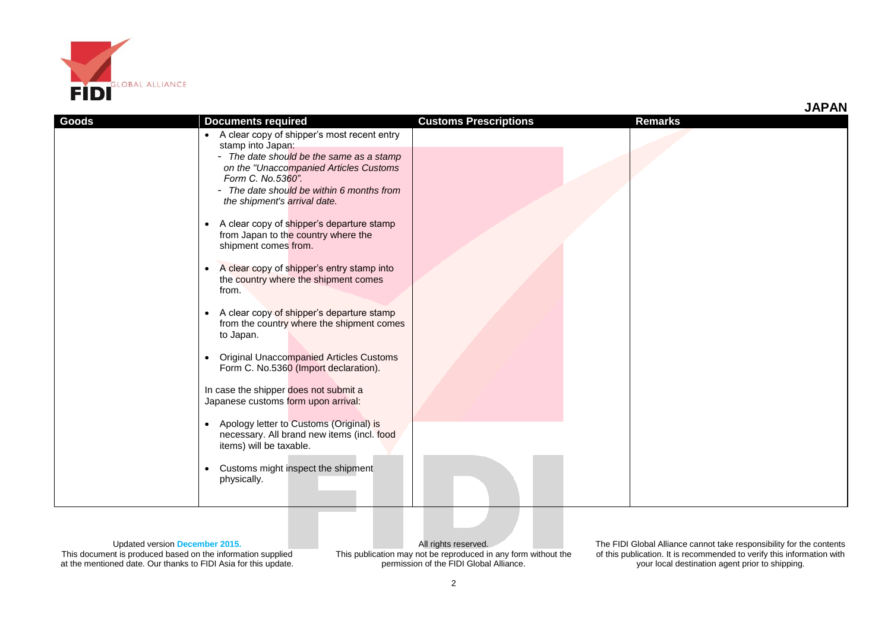## JAPAN

| Goods | Documents required | Customs Prescriptions | Remarks |
|---|---|---|---|
| | • A clear copy of shipper's most recent entry stamp into Japan:<br>- *The date should be the same as a stamp on the "Unaccompanied Articles Customs Form C. No.5360".*<br>- *The date should be within 6 months from the shipment's arrival date.*<br><br>• A clear copy of shipper's departure stamp from Japan to the country where the shipment comes from.<br><br>• A clear copy of shipper's entry stamp into the country where the shipment comes from.<br><br>• A clear copy of shipper's departure stamp from the country where the shipment comes to Japan.<br><br>• Original Unaccompanied Articles Customs Form C. No.5360 (Import declaration).<br><br>In case the shipper does not submit a Japanese customs form upon arrival:<br><br>• Apology letter to Customs (Original) is necessary. All brand new items (incl. food items) will be taxable.<br><br>• Customs might inspect the shipment physically. | | |

Updated version **December 2015.**
This document is produced based on the information supplied at the mentioned date. Our thanks to FIDI Asia for this update.

All rights reserved.
This publication may not be reproduced in any form without the permission of the FIDI Global Alliance.

The FIDI Global Alliance cannot take responsibility for the contents of this publication. It is recommended to verify this information with your local destination agent prior to shipping.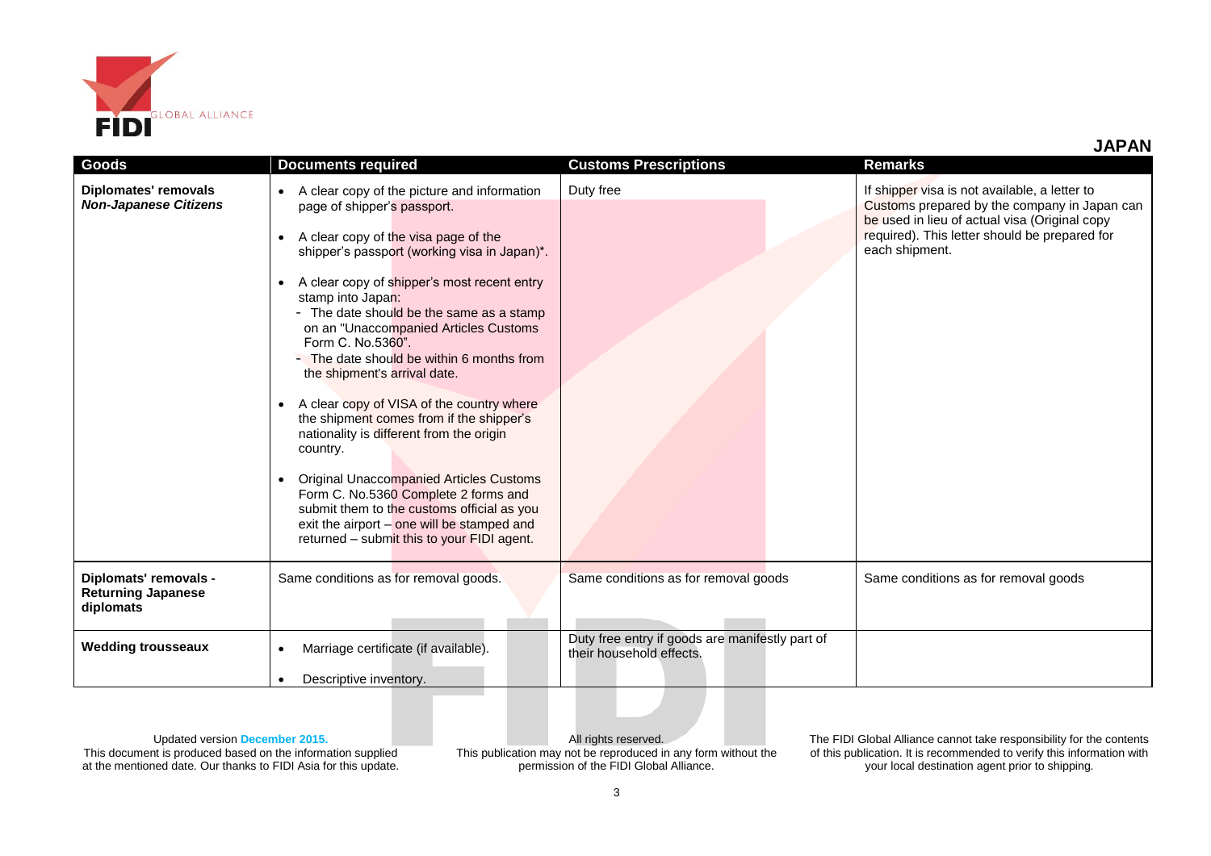## JAPAN

| Goods | Documents required | Customs Prescriptions | Remarks |
|---|---|---|---|
| **Diplomates' removals** ***Non-Japanese Citizens*** | • A clear copy of the picture and information page of shipper's passport.<br>• A clear copy of the visa page of the shipper's passport (working visa in Japan)*.<br>• A clear copy of shipper's most recent entry stamp into Japan:<br>- The date should be the same as a stamp on an "Unaccompanied Articles Customs Form C. No.5360".<br>- The date should be within 6 months from the shipment's arrival date.<br>• A clear copy of VISA of the country where the shipment comes from if the shipper's nationality is different from the origin country.<br>• Original Unaccompanied Articles Customs Form C. No.5360 Complete 2 forms and submit them to the customs official as you exit the airport – one will be stamped and returned – submit this to your FIDI agent. | Duty free | If shipper visa is not available, a letter to Customs prepared by the company in Japan can be used in lieu of actual visa (Original copy required). This letter should be prepared for each shipment. |
| **Diplomats' removals - Returning Japanese diplomats** | Same conditions as for removal goods. | Same conditions as for removal goods | Same conditions as for removal goods |
| **Wedding trousseaux** | • Marriage certificate (if available).<br>• Descriptive inventory. | Duty free entry if goods are manifestly part of their household effects. | |

Updated version December 2015.
This document is produced based on the information supplied at the mentioned date. Our thanks to FIDI Asia for this update.

All rights reserved.
This publication may not be reproduced in any form without the permission of the FIDI Global Alliance.

The FIDI Global Alliance cannot take responsibility for the contents of this publication. It is recommended to verify this information with your local destination agent prior to shipping.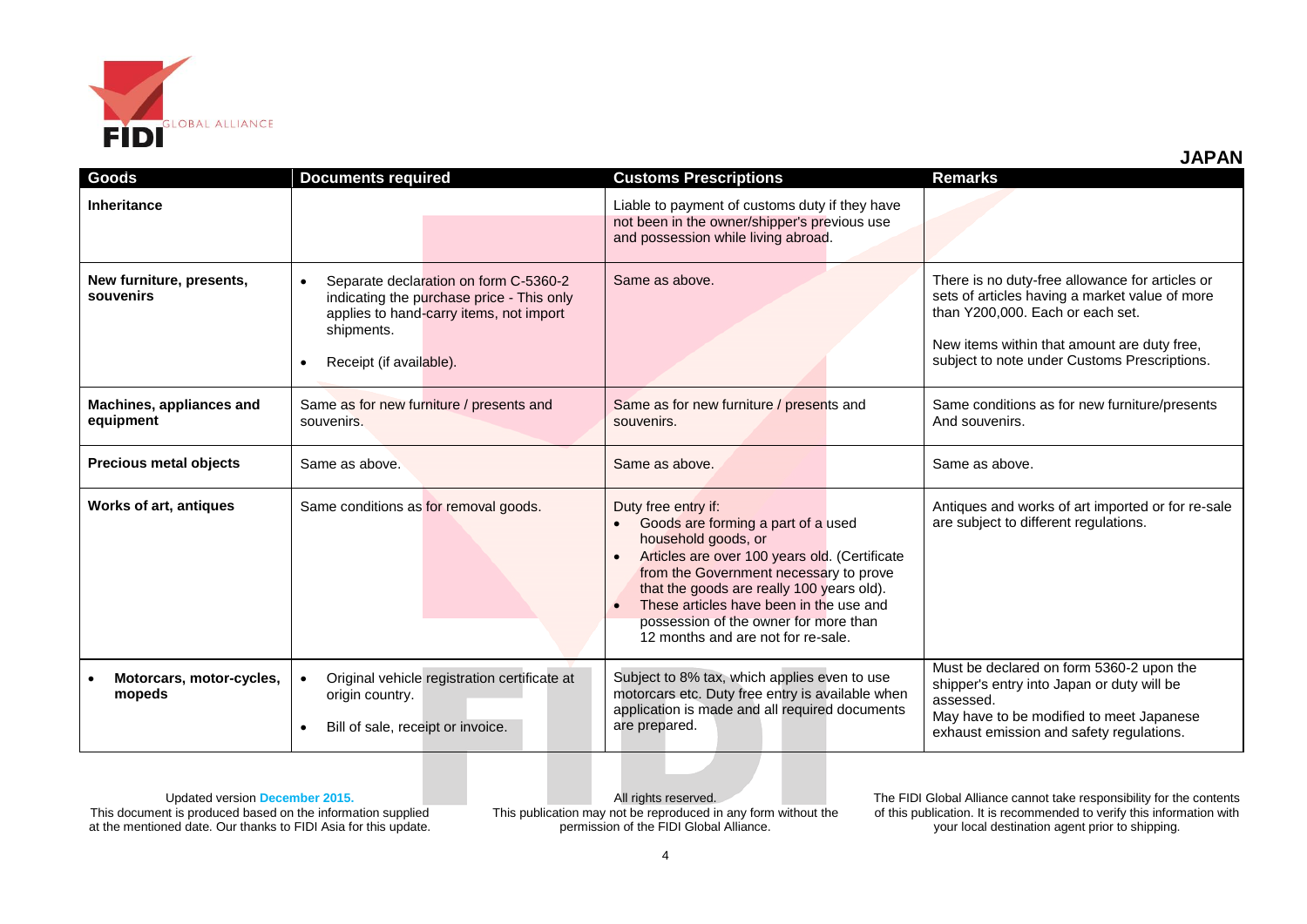## JAPAN

| Goods | Documents required | Customs Prescriptions | Remarks |
|---|---|---|---|
| **Inheritance** | | Liable to payment of customs duty if they have not been in the owner/shipper's previous use and possession while living abroad. | |
| **New furniture, presents, souvenirs** | • Separate declaration on form C-5360-2 indicating the purchase price - This only applies to hand-carry items, not import shipments.<br>• Receipt (if available). | Same as above. | There is no duty-free allowance for articles or sets of articles having a market value of more than Y200,000. Each or each set.<br><br>New items within that amount are duty free, subject to note under Customs Prescriptions. |
| **Machines, appliances and equipment** | Same as for new furniture / presents and souvenirs. | Same as for new furniture / presents and souvenirs. | Same conditions as for new furniture/presents And souvenirs. |
| **Precious metal objects** | Same as above. | Same as above. | Same as above. |
| **Works of art, antiques** | Same conditions as for removal goods. | Duty free entry if:<br>• Goods are forming a part of a used household goods, or<br>• Articles are over 100 years old. (Certificate from the Government necessary to prove that the goods are really 100 years old).<br>• These articles have been in the use and possession of the owner for more than 12 months and are not for re-sale. | Antiques and works of art imported or for re-sale are subject to different regulations. |
| • **Motorcars, motor-cycles, mopeds** | • Original vehicle registration certificate at origin country.<br>• Bill of sale, receipt or invoice. | Subject to 8% tax, which applies even to use motorcars etc. Duty free entry is available when application is made and all required documents are prepared. | Must be declared on form 5360-2 upon the shipper's entry into Japan or duty will be assessed.<br>May have to be modified to meet Japanese exhaust emission and safety regulations. |

Updated version December 2015.
This document is produced based on the information supplied at the mentioned date. Our thanks to FIDI Asia for this update.

All rights reserved.
This publication may not be reproduced in any form without the permission of the FIDI Global Alliance.

The FIDI Global Alliance cannot take responsibility for the contents of this publication. It is recommended to verify this information with your local destination agent prior to shipping.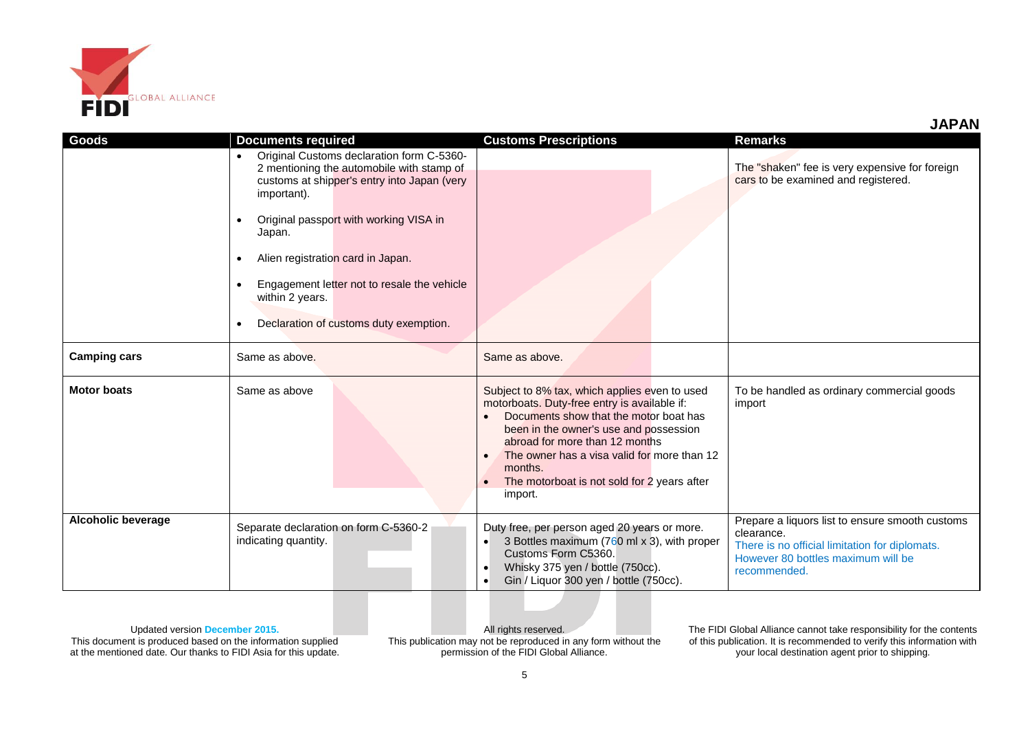## JAPAN

| Goods | Documents required | Customs Prescriptions | Remarks |
|---|---|---|---|
| | • Original Customs declaration form C-5360-2 mentioning the automobile with stamp of customs at shipper's entry into Japan (very important).<br>• Original passport with working VISA in Japan.<br>• Alien registration card in Japan.<br>• Engagement letter not to resale the vehicle within 2 years.<br>• Declaration of customs duty exemption. | | The "shaken" fee is very expensive for foreign cars to be examined and registered. |
| **Camping cars** | Same as above. | Same as above. | |
| **Motor boats** | Same as above | Subject to 8% tax, which applies even to used motorboats. Duty-free entry is available if:<br>• Documents show that the motor boat has been in the owner's use and possession abroad for more than 12 months<br>• The owner has a visa valid for more than 12 months.<br>• The motorboat is not sold for 2 years after import. | To be handled as ordinary commercial goods import |
| **Alcoholic beverage** | Separate declaration on form C-5360-2 indicating quantity. | Duty free, per person aged 20 years or more.<br>• 3 Bottles maximum (760 ml x 3), with proper Customs Form C5360.<br>• Whisky 375 yen / bottle (750cc).<br>• Gin / Liquor 300 yen / bottle (750cc). | Prepare a liquors list to ensure smooth customs clearance.<br>There is no official limitation for diplomats. However 80 bottles maximum will be recommended. |

Updated version **December 2015.**
This document is produced based on the information supplied at the mentioned date. Our thanks to FIDI Asia for this update.

All rights reserved.
This publication may not be reproduced in any form without the permission of the FIDI Global Alliance.

The FIDI Global Alliance cannot take responsibility for the contents of this publication. It is recommended to verify this information with your local destination agent prior to shipping.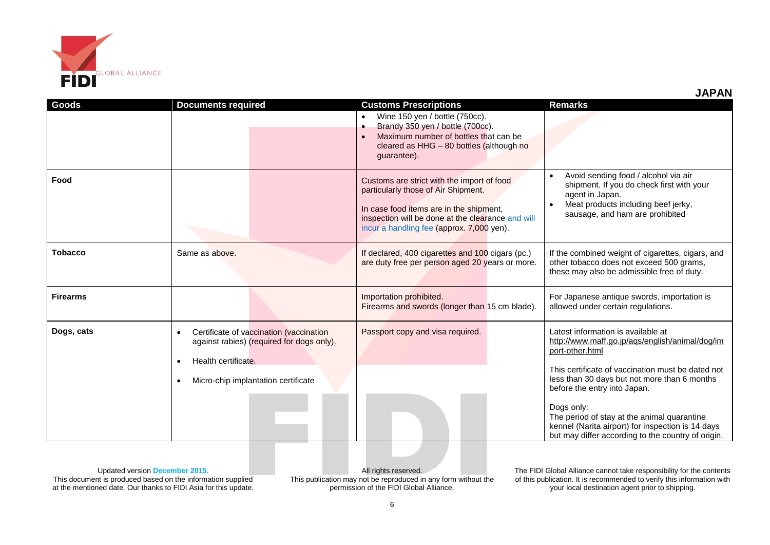## JAPAN

| Goods | Documents required | Customs Prescriptions | Remarks |
|---|---|---|---|
| | | • Wine 150 yen / bottle (750cc).<br>• Brandy 350 yen / bottle (700cc).<br>• Maximum number of bottles that can be cleared as HHG – 80 bottles (although no guarantee). | |
| **Food** | | Customs are strict with the import of food particularly those of Air Shipment.<br><br>In case food items are in the shipment, inspection will be done at the clearance and will incur a handling fee (approx. 7,000 yen). | • Avoid sending food / alcohol via air shipment. If you do check first with your agent in Japan.<br>• Meat products including beef jerky, sausage, and ham are prohibited |
| **Tobacco** | Same as above. | If declared, 400 cigarettes and 100 cigars (pc.) are duty free per person aged 20 years or more. | If the combined weight of cigarettes, cigars, and other tobacco does not exceed 500 grams, these may also be admissible free of duty. |
| **Firearms** | | Importation prohibited.<br>Firearms and swords (longer than 15 cm blade). | For Japanese antique swords, importation is allowed under certain regulations. |
| **Dogs, cats** | • Certificate of vaccination (vaccination against rabies) (required for dogs only).<br>• Health certificate.<br>• Micro-chip implantation certificate | Passport copy and visa required. | Latest information is available at http://www.maff.go.jp/aqs/english/animal/dog/import-other.html<br><br>This certificate of vaccination must be dated not less than 30 days but not more than 6 months before the entry into Japan.<br><br>Dogs only:<br>The period of stay at the animal quarantine kennel (Narita airport) for inspection is 14 days but may differ according to the country of origin. |

Updated version December 2015.
This document is produced based on the information supplied at the mentioned date. Our thanks to FIDI Asia for this update.

All rights reserved.
This publication may not be reproduced in any form without the permission of the FIDI Global Alliance.

The FIDI Global Alliance cannot take responsibility for the contents of this publication. It is recommended to verify this information with your local destination agent prior to shipping.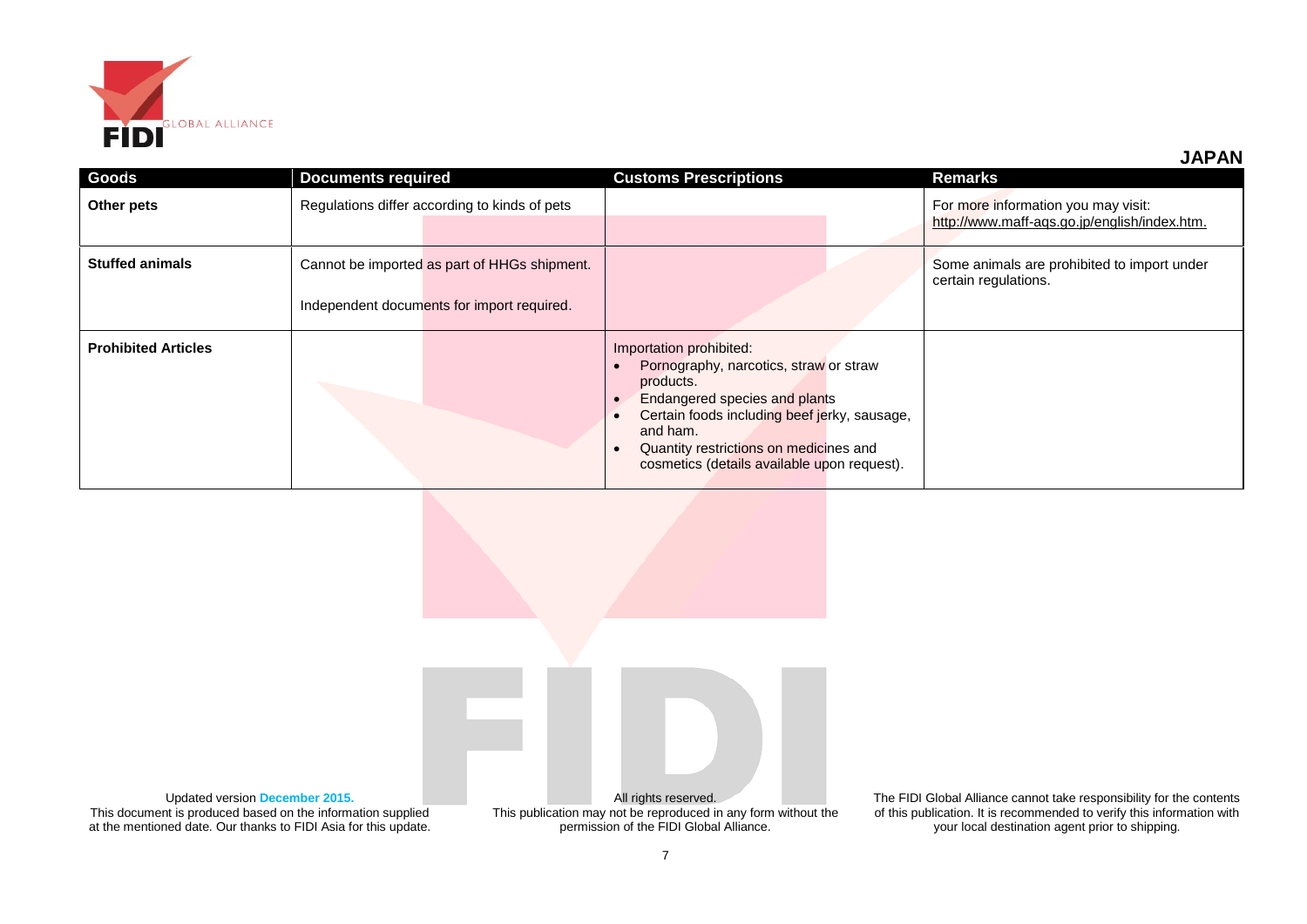## JAPAN

| Goods | Documents required | Customs Prescriptions | Remarks |
|---|---|---|---|
| **Other pets** | Regulations differ according to kinds of pets | | For more information you may visit: http://www.maff-aqs.go.jp/english/index.htm. |
| **Stuffed animals** | Cannot be imported as part of HHGs shipment.<br><br>Independent documents for import required. | | Some animals are prohibited to import under certain regulations. |
| **Prohibited Articles** | | Importation prohibited:<br>• Pornography, narcotics, straw or straw products.<br>• Endangered species and plants<br>• Certain foods including beef jerky, sausage, and ham.<br>• Quantity restrictions on medicines and cosmetics (details available upon request). | |

Updated version **December 2015.**
This document is produced based on the information supplied at the mentioned date. Our thanks to FIDI Asia for this update.

All rights reserved.
This publication may not be reproduced in any form without the permission of the FIDI Global Alliance.

The FIDI Global Alliance cannot take responsibility for the contents of this publication. It is recommended to verify this information with your local destination agent prior to shipping.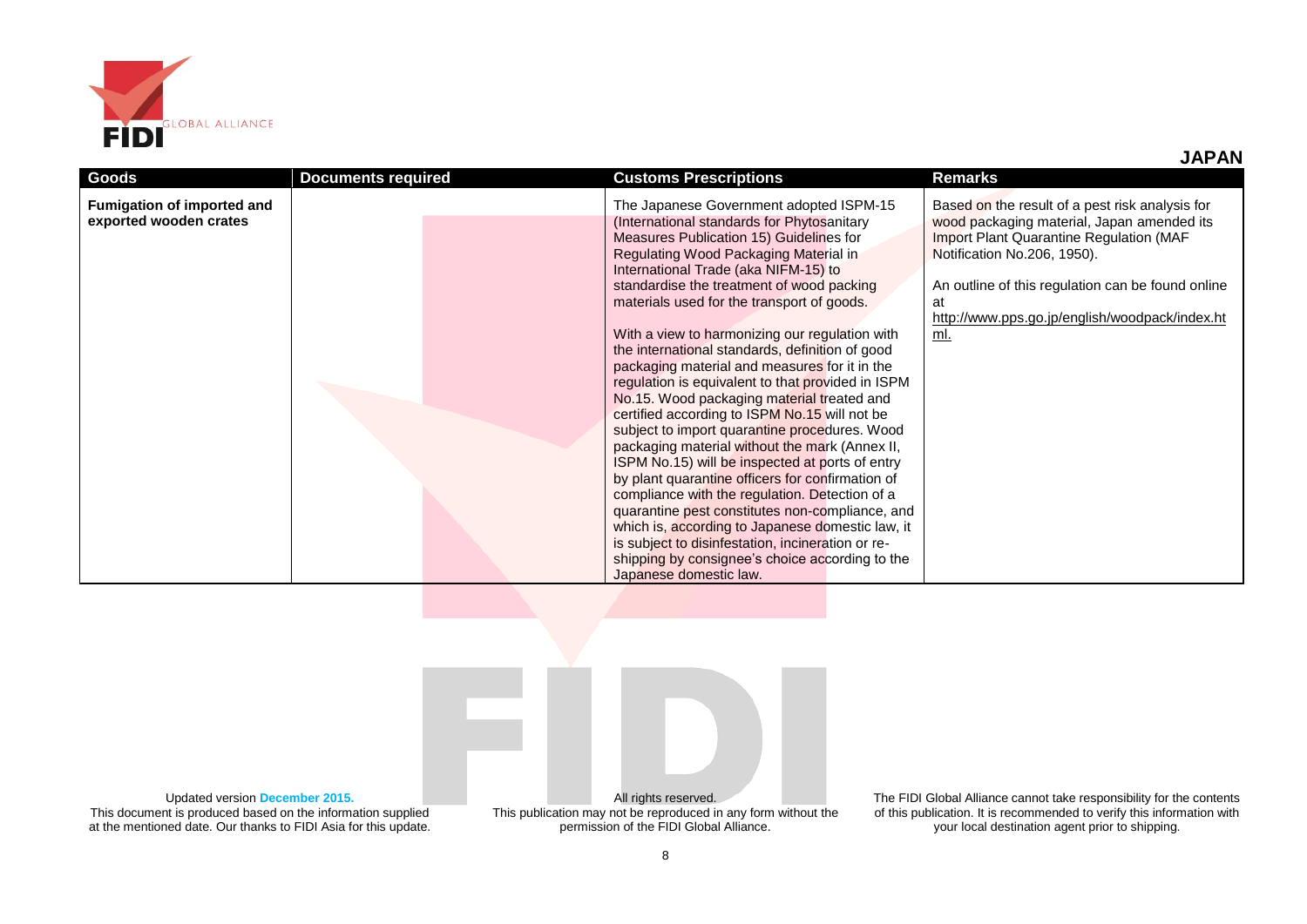# JAPAN

| Goods | Documents required | Customs Prescriptions | Remarks |
|---|---|---|---|
| **Fumigation of imported and exported wooden crates** | | The Japanese Government adopted ISPM-15 (International standards for Phytosanitary Measures Publication 15) Guidelines for Regulating Wood Packaging Material in International Trade (aka NIFM-15) to standardise the treatment of wood packing materials used for the transport of goods.<br><br>With a view to harmonizing our regulation with the international standards, definition of good packaging material and measures for it in the regulation is equivalent to that provided in ISPM No.15. Wood packaging material treated and certified according to ISPM No.15 will not be subject to import quarantine procedures. Wood packaging material without the mark (Annex II, ISPM No.15) will be inspected at ports of entry by plant quarantine officers for confirmation of compliance with the regulation. Detection of a quarantine pest constitutes non-compliance, and which is, according to Japanese domestic law, it is subject to disinfestation, incineration or re-shipping by consignee's choice according to the Japanese domestic law. | Based on the result of a pest risk analysis for wood packaging material, Japan amended its Import Plant Quarantine Regulation (MAF Notification No.206, 1950).<br><br>An outline of this regulation can be found online at http://www.pps.go.jp/english/woodpack/index.html. |

Updated version **December 2015.**
This document is produced based on the information supplied at the mentioned date. Our thanks to FIDI Asia for this update.

All rights reserved.
This publication may not be reproduced in any form without the permission of the FIDI Global Alliance.

The FIDI Global Alliance cannot take responsibility for the contents of this publication. It is recommended to verify this information with your local destination agent prior to shipping.